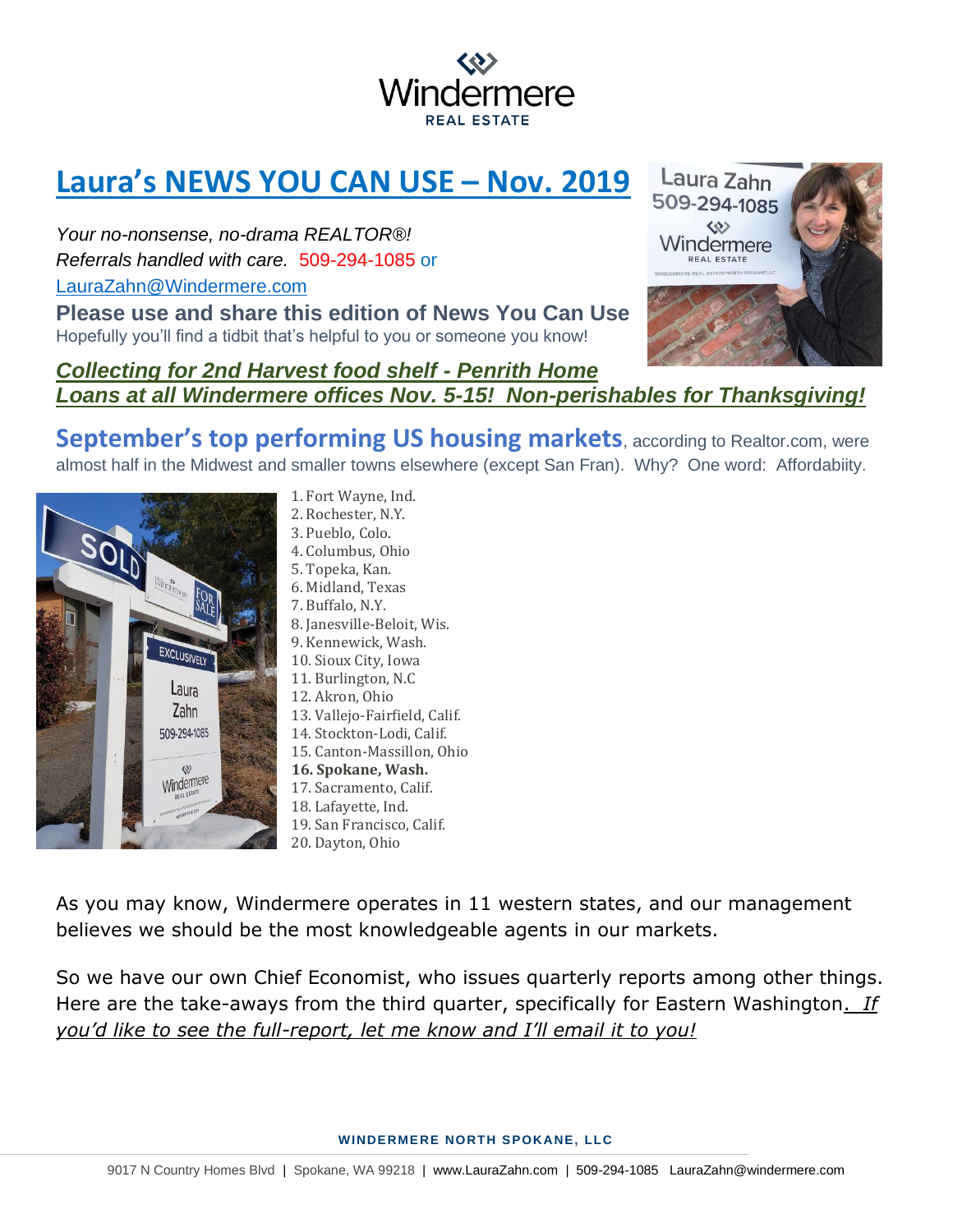# Laura's NEWS YOU CAN USE – Nov. 2019

*Your no-nonsense, no-drama REALTOR®!*
*Referrals handled with care.* 509-294-1085 or
LauraZahn@Windermere.com

**Please use and share this edition of News You Can Use**
Hopefully you'll find a tidbit that's helpful to you or someone you know!

***Collecting for 2nd Harvest food shelf - Penrith Home Loans at all Windermere offices Nov. 5-15! Non-perishables for Thanksgiving!***

**September's top performing US housing markets**, according to Realtor.com, were almost half in the Midwest and smaller towns elsewhere (except San Fran). Why? One word: Affordabiity.

1. Fort Wayne, Ind.
2. Rochester, N.Y.
3. Pueblo, Colo.
4. Columbus, Ohio
5. Topeka, Kan.
6. Midland, Texas
7. Buffalo, N.Y.
8. Janesville-Beloit, Wis.
9. Kennewick, Wash.
10. Sioux City, Iowa
11. Burlington, N.C
12. Akron, Ohio
13. Vallejo-Fairfield, Calif.
14. Stockton-Lodi, Calif.
15. Canton-Massillon, Ohio
16. **Spokane, Wash.**
17. Sacramento, Calif.
18. Lafayette, Ind.
19. San Francisco, Calif.
20. Dayton, Ohio

As you may know, Windermere operates in 11 western states, and our management believes we should be the most knowledgeable agents in our markets.

So we have our own Chief Economist, who issues quarterly reports among other things. Here are the take-aways from the third quarter, specifically for Eastern Washington. *If you'd like to see the full-report, let me know and I'll email it to you!*

**WINDERMERE NORTH SPOKANE, LLC**

9017 N Country Homes Blvd | Spokane, WA 99218 | www.LauraZahn.com | 509-294-1085 LauraZahn@windermere.com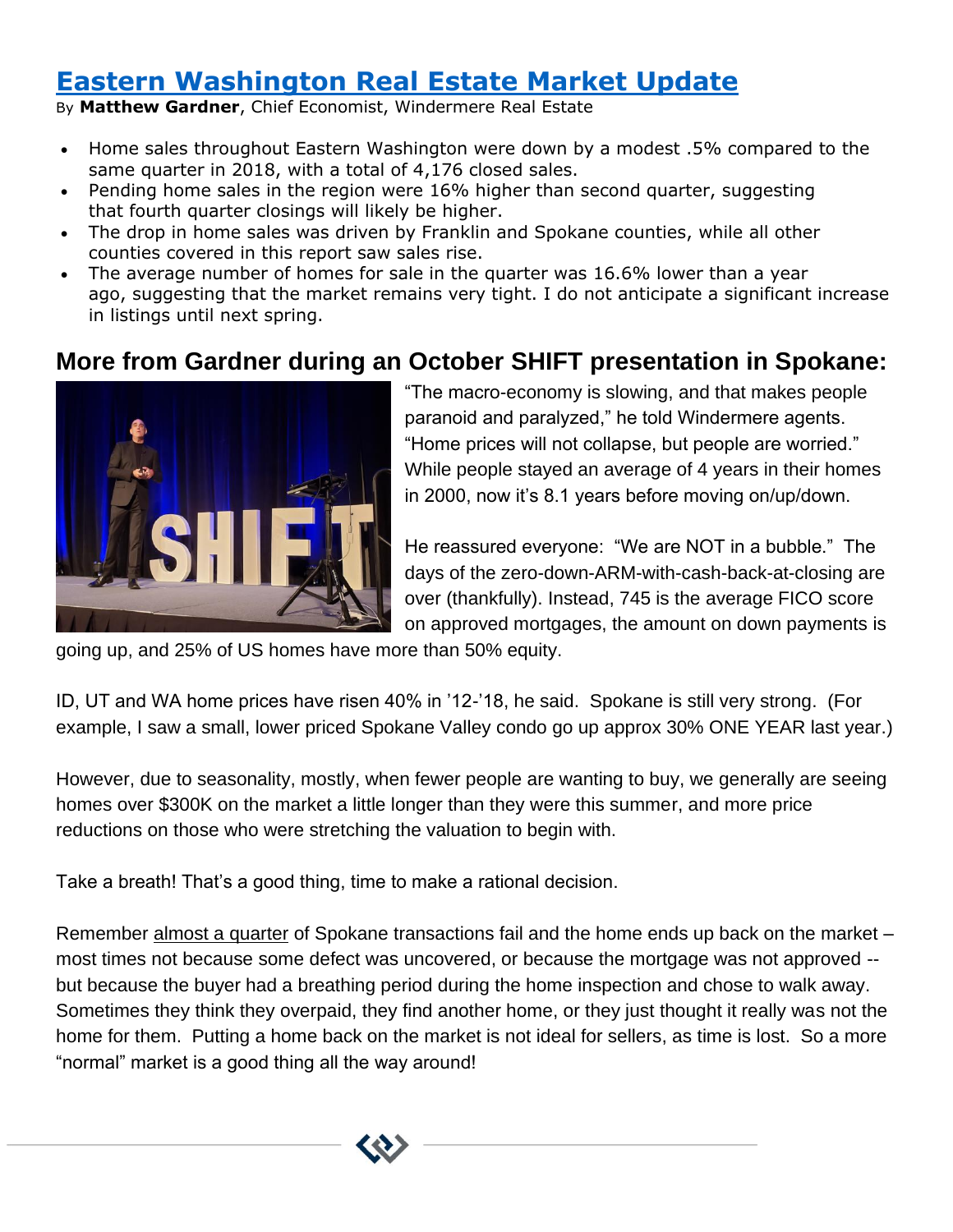# [Eastern Washington Real Estate Market Update](#)

By **Matthew Gardner**, Chief Economist, Windermere Real Estate

- Home sales throughout Eastern Washington were down by a modest .5% compared to the same quarter in 2018, with a total of 4,176 closed sales.
- Pending home sales in the region were 16% higher than second quarter, suggesting that fourth quarter closings will likely be higher.
- The drop in home sales was driven by Franklin and Spokane counties, while all other counties covered in this report saw sales rise.
- The average number of homes for sale in the quarter was 16.6% lower than a year ago, suggesting that the market remains very tight. I do not anticipate a significant increase in listings until next spring.

## More from Gardner during an October SHIFT presentation in Spokane:

"The macro-economy is slowing, and that makes people paranoid and paralyzed," he told Windermere agents. "Home prices will not collapse, but people are worried." While people stayed an average of 4 years in their homes in 2000, now it's 8.1 years before moving on/up/down.

He reassured everyone: "We are NOT in a bubble." The days of the zero-down-ARM-with-cash-back-at-closing are over (thankfully). Instead, 745 is the average FICO score on approved mortgages, the amount on down payments is going up, and 25% of US homes have more than 50% equity.

ID, UT and WA home prices have risen 40% in '12-'18, he said. Spokane is still very strong. (For example, I saw a small, lower priced Spokane Valley condo go up approx 30% ONE YEAR last year.)

However, due to seasonality, mostly, when fewer people are wanting to buy, we generally are seeing homes over $300K on the market a little longer than they were this summer, and more price reductions on those who were stretching the valuation to begin with.

Take a breath! That's a good thing, time to make a rational decision.

Remember almost a quarter of Spokane transactions fail and the home ends up back on the market – most times not because some defect was uncovered, or because the mortgage was not approved -- but because the buyer had a breathing period during the home inspection and chose to walk away. Sometimes they think they overpaid, they find another home, or they just thought it really was not the home for them. Putting a home back on the market is not ideal for sellers, as time is lost. So a more "normal" market is a good thing all the way around!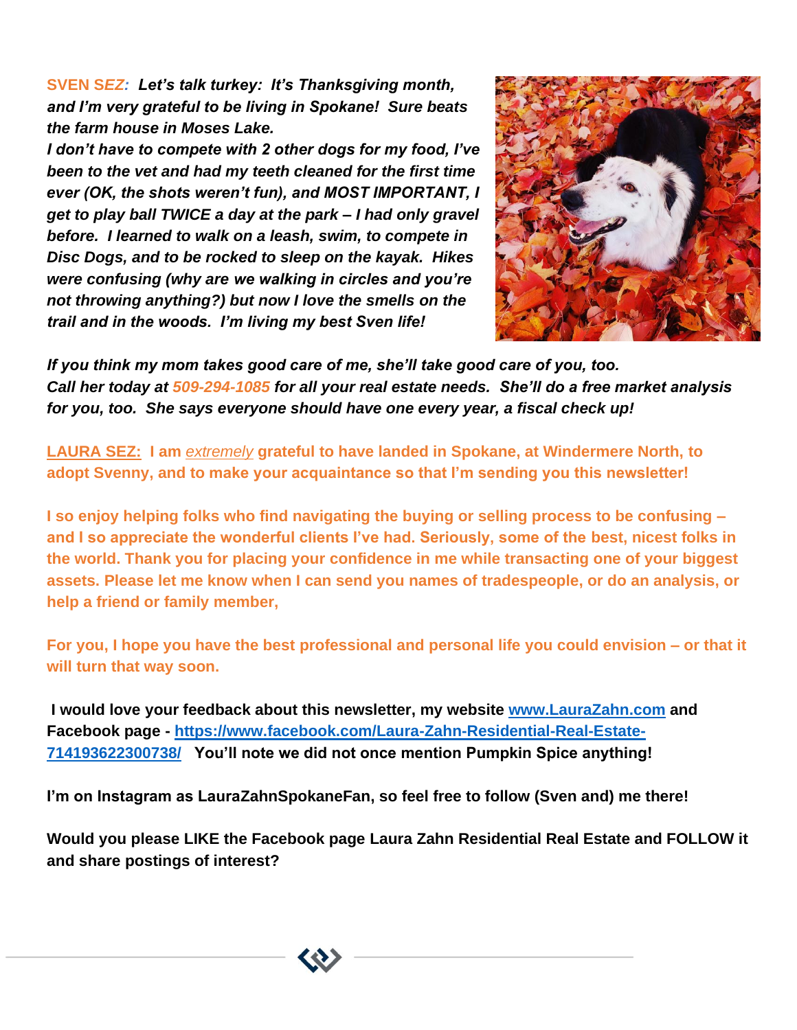**SVEN SEZ:** ***Let's talk turkey: It's Thanksgiving month, and I'm very grateful to be living in Spokane! Sure beats the farm house in Moses Lake.***

***I don't have to compete with 2 other dogs for my food, I've been to the vet and had my teeth cleaned for the first time ever (OK, the shots weren't fun), and MOST IMPORTANT, I get to play ball TWICE a day at the park – I had only gravel before. I learned to walk on a leash, swim, to compete in Disc Dogs, and to be rocked to sleep on the kayak. Hikes were confusing (why are we walking in circles and you're not throwing anything?) but now I love the smells on the trail and in the woods. I'm living my best Sven life!***

***If you think my mom takes good care of me, she'll take good care of you, too. Call her today at 509-294-1085 for all your real estate needs. She'll do a free market analysis for you, too. She says everyone should have one every year, a fiscal check up!***

**LAURA SEZ: I am *extremely* grateful to have landed in Spokane, at Windermere North, to adopt Svenny, and to make your acquaintance so that I'm sending you this newsletter!**

**I so enjoy helping folks who find navigating the buying or selling process to be confusing – and I so appreciate the wonderful clients I've had. Seriously, some of the best, nicest folks in the world. Thank you for placing your confidence in me while transacting one of your biggest assets. Please let me know when I can send you names of tradespeople, or do an analysis, or help a friend or family member,**

**For you, I hope you have the best professional and personal life you could envision – or that it will turn that way soon.**

**I would love your feedback about this newsletter, my website [www.LauraZahn.com](http://www.LauraZahn.com) and Facebook page - [https://www.facebook.com/Laura-Zahn-Residential-Real-Estate-714193622300738/](https://www.facebook.com/Laura-Zahn-Residential-Real-Estate-714193622300738/) You'll note we did not once mention Pumpkin Spice anything!**

**I'm on Instagram as LauraZahnSpokaneFan, so feel free to follow (Sven and) me there!**

**Would you please LIKE the Facebook page Laura Zahn Residential Real Estate and FOLLOW it and share postings of interest?**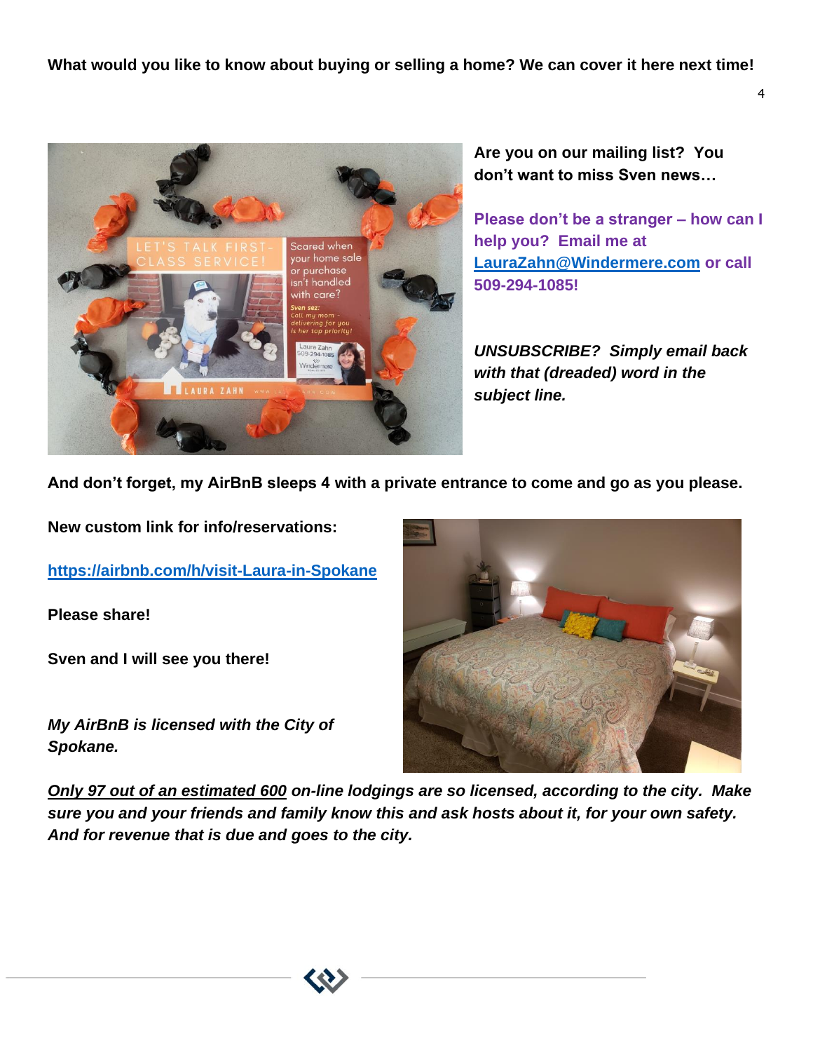**What would you like to know about buying or selling a home? We can cover it here next time!**

**Are you on our mailing list? You don't want to miss Sven news…**

**Please don't be a stranger – how can I help you? Email me at LauraZahn@Windermere.com or call 509-294-1085!**

***UNSUBSCRIBE? Simply email back with that (dreaded) word in the subject line.***

**And don't forget, my AirBnB sleeps 4 with a private entrance to come and go as you please.**

**New custom link for info/reservations:**

**https://airbnb.com/h/visit-Laura-in-Spokane**

**Please share!**

**Sven and I will see you there!**

***My AirBnB is licensed with the City of Spokane.***

***Only 97 out of an estimated 600 on-line lodgings are so licensed, according to the city. Make sure you and your friends and family know this and ask hosts about it, for your own safety. And for revenue that is due and goes to the city.***